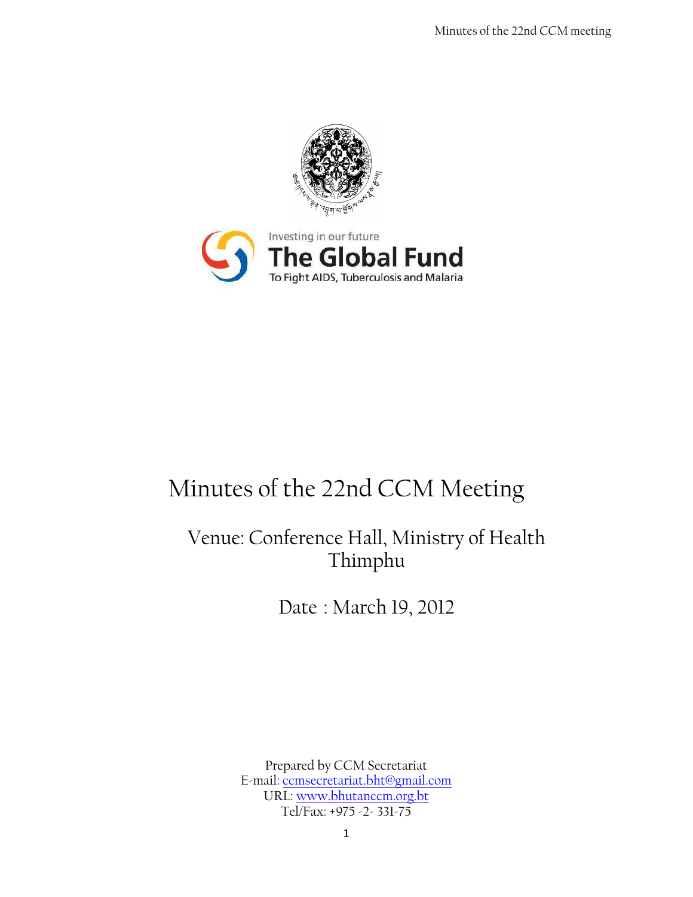Investing in our future

The Global Fund

To Fight AIDS, Tuberculosis and Malaria

# Minutes of the 22nd CCM Meeting

## Venue: Conference Hall, Ministry of Health Thimphu

## Date : March 19, 2012

Prepared by CCM Secretariat
E-mail: ccmsecretariat.bht@gmail.com
URL: www.bhutanccm.org.bt
Tel/Fax: +975 -2- 331-75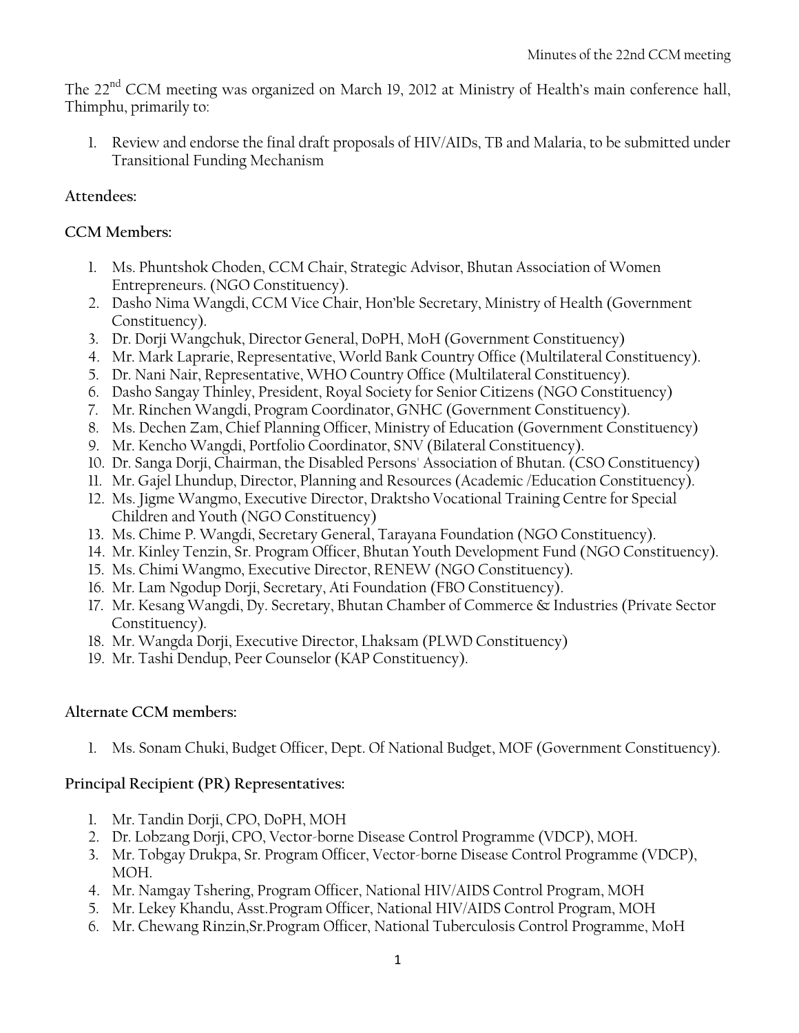The 22nd CCM meeting was organized on March 19, 2012 at Ministry of Health's main conference hall, Thimphu, primarily to:

1. Review and endorse the final draft proposals of HIV/AIDs, TB and Malaria, to be submitted under Transitional Funding Mechanism

**Attendees:**

**CCM Members:**

1. Ms. Phuntshok Choden, CCM Chair, Strategic Advisor, Bhutan Association of Women Entrepreneurs. (NGO Constituency).
2. Dasho Nima Wangdi, CCM Vice Chair, Hon'ble Secretary, Ministry of Health (Government Constituency).
3. Dr. Dorji Wangchuk, Director General, DoPH, MoH (Government Constituency)
4. Mr. Mark Laprarie, Representative, World Bank Country Office (Multilateral Constituency).
5. Dr. Nani Nair, Representative, WHO Country Office (Multilateral Constituency).
6. Dasho Sangay Thinley, President, Royal Society for Senior Citizens (NGO Constituency)
7. Mr. Rinchen Wangdi, Program Coordinator, GNHC (Government Constituency).
8. Ms. Dechen Zam, Chief Planning Officer, Ministry of Education (Government Constituency)
9. Mr. Kencho Wangdi, Portfolio Coordinator, SNV (Bilateral Constituency).
10. Dr. Sanga Dorji, Chairman, the Disabled Persons' Association of Bhutan. (CSO Constituency)
11. Mr. Gajel Lhundup, Director, Planning and Resources (Academic /Education Constituency).
12. Ms. Jigme Wangmo, Executive Director, Draktsho Vocational Training Centre for Special Children and Youth (NGO Constituency)
13. Ms. Chime P. Wangdi, Secretary General, Tarayana Foundation (NGO Constituency).
14. Mr. Kinley Tenzin, Sr. Program Officer, Bhutan Youth Development Fund (NGO Constituency).
15. Ms. Chimi Wangmo, Executive Director, RENEW (NGO Constituency).
16. Mr. Lam Ngodup Dorji, Secretary, Ati Foundation (FBO Constituency).
17. Mr. Kesang Wangdi, Dy. Secretary, Bhutan Chamber of Commerce & Industries (Private Sector Constituency).
18. Mr. Wangda Dorji, Executive Director, Lhaksam (PLWD Constituency)
19. Mr. Tashi Dendup, Peer Counselor (KAP Constituency).

**Alternate CCM members:**

1. Ms. Sonam Chuki, Budget Officer, Dept. Of National Budget, MOF (Government Constituency).

**Principal Recipient (PR) Representatives:**

1. Mr. Tandin Dorji, CPO, DoPH, MOH
2. Dr. Lobzang Dorji, CPO, Vector-borne Disease Control Programme (VDCP), MOH.
3. Mr. Tobgay Drukpa, Sr. Program Officer, Vector-borne Disease Control Programme (VDCP), MOH.
4. Mr. Namgay Tshering, Program Officer, National HIV/AIDS Control Program, MOH
5. Mr. Lekey Khandu, Asst.Program Officer, National HIV/AIDS Control Program, MOH
6. Mr. Chewang Rinzin,Sr.Program Officer, National Tuberculosis Control Programme, MoH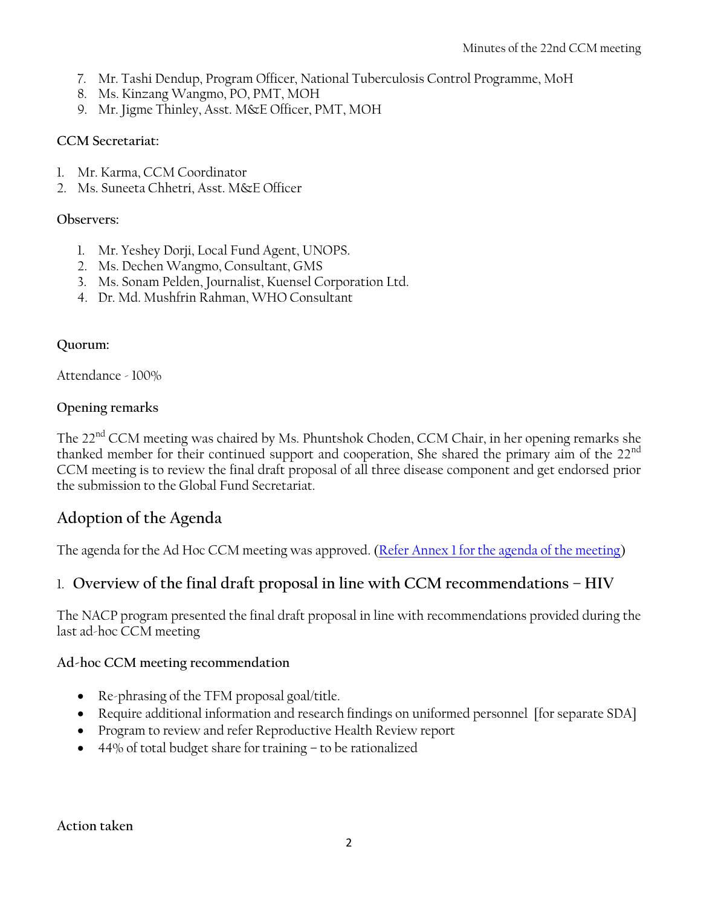7. Mr. Tashi Dendup, Program Officer, National Tuberculosis Control Programme, MoH
8. Ms. Kinzang Wangmo, PO, PMT, MOH
9. Mr. Jigme Thinley, Asst. M&E Officer, PMT, MOH

**CCM Secretariat:**

1. Mr. Karma, CCM Coordinator
2. Ms. Suneeta Chhetri, Asst. M&E Officer

**Observers:**

1. Mr. Yeshey Dorji, Local Fund Agent, UNOPS.
2. Ms. Dechen Wangmo, Consultant, GMS
3. Ms. Sonam Pelden, Journalist, Kuensel Corporation Ltd.
4. Dr. Md. Mushfrin Rahman, WHO Consultant

**Quorum:**

Attendance - 100%

**Opening remarks**

The 22nd CCM meeting was chaired by Ms. Phuntshok Choden, CCM Chair, in her opening remarks she thanked member for their continued support and cooperation, She shared the primary aim of the 22nd CCM meeting is to review the final draft proposal of all three disease component and get endorsed prior the submission to the Global Fund Secretariat.

## Adoption of the Agenda

The agenda for the Ad Hoc CCM meeting was approved. (Refer Annex 1 for the agenda of the meeting)

## 1. Overview of the final draft proposal in line with CCM recommendations – HIV

The NACP program presented the final draft proposal in line with recommendations provided during the last ad-hoc CCM meeting

**Ad-hoc CCM meeting recommendation**

- Re-phrasing of the TFM proposal goal/title.
- Require additional information and research findings on uniformed personnel [for separate SDA]
- Program to review and refer Reproductive Health Review report
- 44% of total budget share for training – to be rationalized

**Action taken**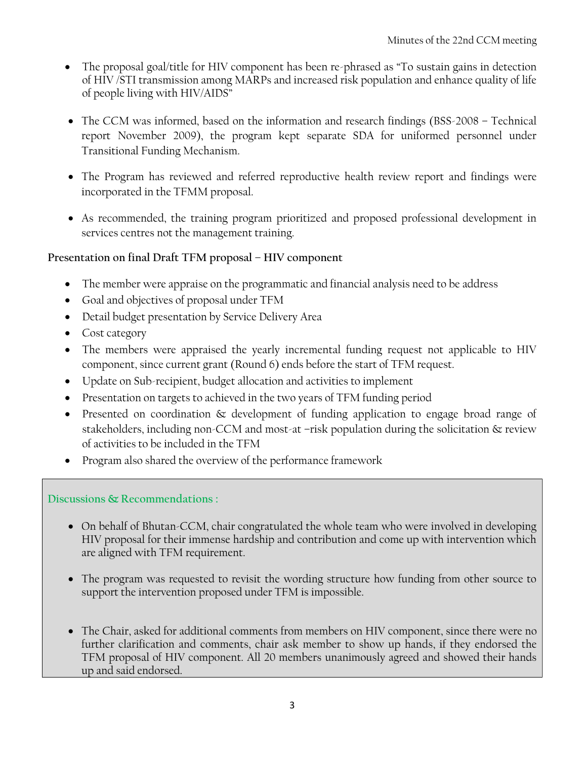- The proposal goal/title for HIV component has been re-phrased as "To sustain gains in detection of HIV /STI transmission among MARPs and increased risk population and enhance quality of life of people living with HIV/AIDS"

- The CCM was informed, based on the information and research findings (BSS-2008 – Technical report November 2009), the program kept separate SDA for uniformed personnel under Transitional Funding Mechanism.

- The Program has reviewed and referred reproductive health review report and findings were incorporated in the TFMM proposal.

- As recommended, the training program prioritized and proposed professional development in services centres not the management training.

**Presentation on final Draft TFM proposal – HIV component**

- The member were appraise on the programmatic and financial analysis need to be address
- Goal and objectives of proposal under TFM
- Detail budget presentation by Service Delivery Area
- Cost category
- The members were appraised the yearly incremental funding request not applicable to HIV component, since current grant (Round 6) ends before the start of TFM request.
- Update on Sub-recipient, budget allocation and activities to implement
- Presentation on targets to achieved in the two years of TFM funding period
- Presented on coordination & development of funding application to engage broad range of stakeholders, including non-CCM and most-at –risk population during the solicitation & review of activities to be included in the TFM
- Program also shared the overview of the performance framework

**Discussions & Recommendations :**

- On behalf of Bhutan-CCM, chair congratulated the whole team who were involved in developing HIV proposal for their immense hardship and contribution and come up with intervention which are aligned with TFM requirement.

- The program was requested to revisit the wording structure how funding from other source to support the intervention proposed under TFM is impossible.

- The Chair, asked for additional comments from members on HIV component, since there were no further clarification and comments, chair ask member to show up hands, if they endorsed the TFM proposal of HIV component. All 20 members unanimously agreed and showed their hands up and said endorsed.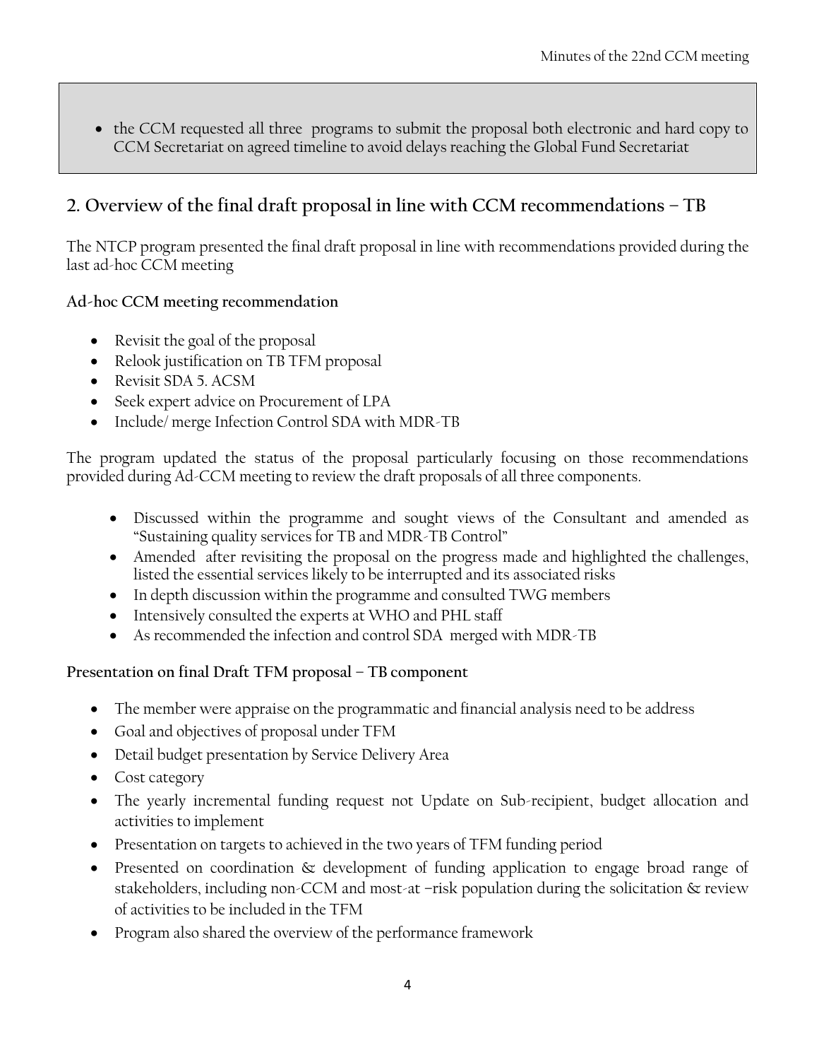- the CCM requested all three programs to submit the proposal both electronic and hard copy to CCM Secretariat on agreed timeline to avoid delays reaching the Global Fund Secretariat

## 2. Overview of the final draft proposal in line with CCM recommendations – TB

The NTCP program presented the final draft proposal in line with recommendations provided during the last ad-hoc CCM meeting

**Ad-hoc CCM meeting recommendation**

- Revisit the goal of the proposal
- Relook justification on TB TFM proposal
- Revisit SDA 5. ACSM
- Seek expert advice on Procurement of LPA
- Include/ merge Infection Control SDA with MDR-TB

The program updated the status of the proposal particularly focusing on those recommendations provided during Ad-CCM meeting to review the draft proposals of all three components.

- Discussed within the programme and sought views of the Consultant and amended as "Sustaining quality services for TB and MDR-TB Control"
- Amended after revisiting the proposal on the progress made and highlighted the challenges, listed the essential services likely to be interrupted and its associated risks
- In depth discussion within the programme and consulted TWG members
- Intensively consulted the experts at WHO and PHL staff
- As recommended the infection and control SDA merged with MDR-TB

**Presentation on final Draft TFM proposal – TB component**

- The member were appraise on the programmatic and financial analysis need to be address
- Goal and objectives of proposal under TFM
- Detail budget presentation by Service Delivery Area
- Cost category
- The yearly incremental funding request not Update on Sub-recipient, budget allocation and activities to implement
- Presentation on targets to achieved in the two years of TFM funding period
- Presented on coordination & development of funding application to engage broad range of stakeholders, including non-CCM and most-at –risk population during the solicitation & review of activities to be included in the TFM
- Program also shared the overview of the performance framework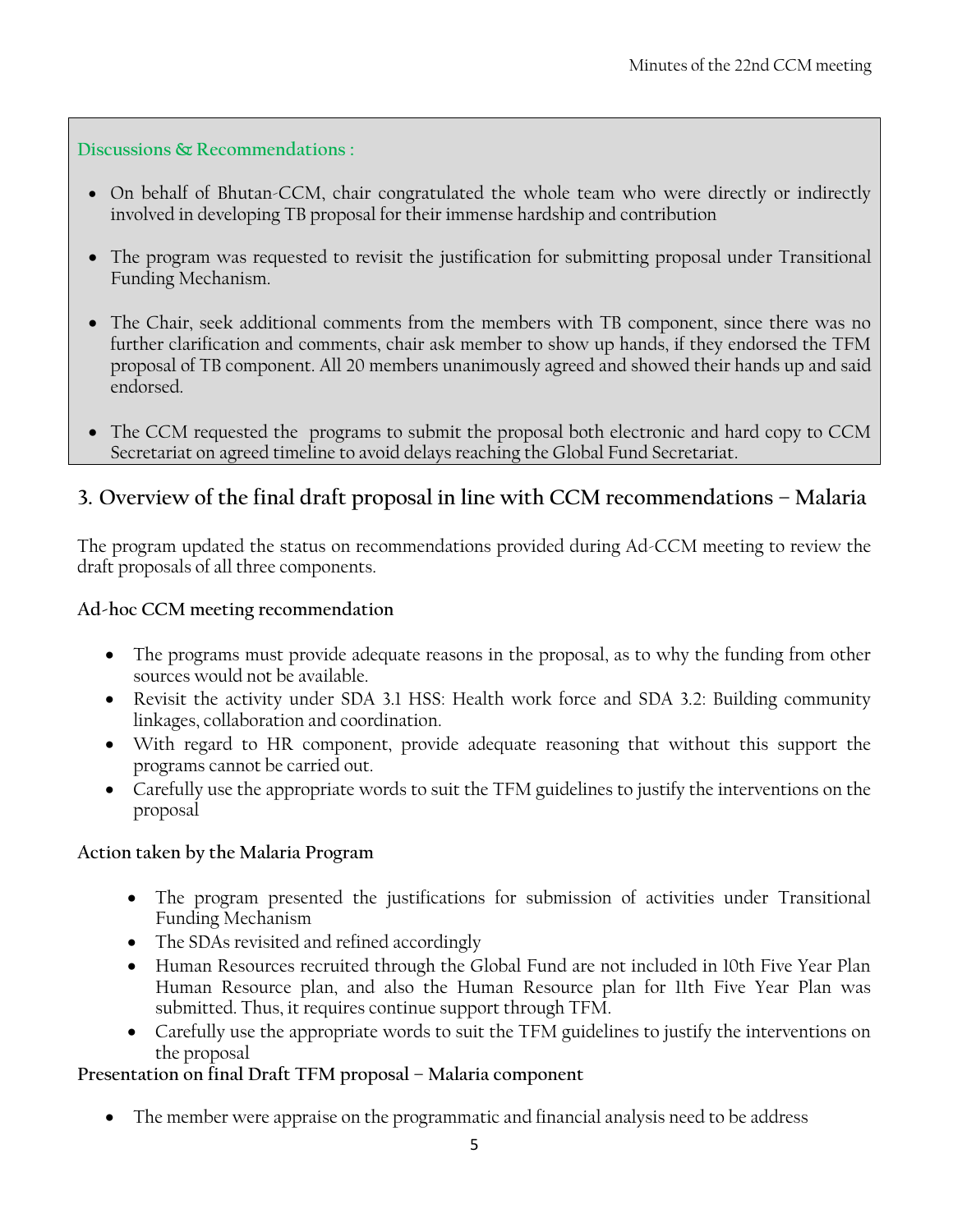**Discussions & Recommendations :**

- On behalf of Bhutan-CCM, chair congratulated the whole team who were directly or indirectly involved in developing TB proposal for their immense hardship and contribution

- The program was requested to revisit the justification for submitting proposal under Transitional Funding Mechanism.

- The Chair, seek additional comments from the members with TB component, since there was no further clarification and comments, chair ask member to show up hands, if they endorsed the TFM proposal of TB component. All 20 members unanimously agreed and showed their hands up and said endorsed.

- The CCM requested the programs to submit the proposal both electronic and hard copy to CCM Secretariat on agreed timeline to avoid delays reaching the Global Fund Secretariat.

## 3. Overview of the final draft proposal in line with CCM recommendations – Malaria

The program updated the status on recommendations provided during Ad-CCM meeting to review the draft proposals of all three components.

**Ad-hoc CCM meeting recommendation**

- The programs must provide adequate reasons in the proposal, as to why the funding from other sources would not be available.
- Revisit the activity under SDA 3.1 HSS: Health work force and SDA 3.2: Building community linkages, collaboration and coordination.
- With regard to HR component, provide adequate reasoning that without this support the programs cannot be carried out.
- Carefully use the appropriate words to suit the TFM guidelines to justify the interventions on the proposal

**Action taken by the Malaria Program**

- The program presented the justifications for submission of activities under Transitional Funding Mechanism
- The SDAs revisited and refined accordingly
- Human Resources recruited through the Global Fund are not included in 10th Five Year Plan Human Resource plan, and also the Human Resource plan for 11th Five Year Plan was submitted. Thus, it requires continue support through TFM.
- Carefully use the appropriate words to suit the TFM guidelines to justify the interventions on the proposal

**Presentation on final Draft TFM proposal – Malaria component**

- The member were appraise on the programmatic and financial analysis need to be address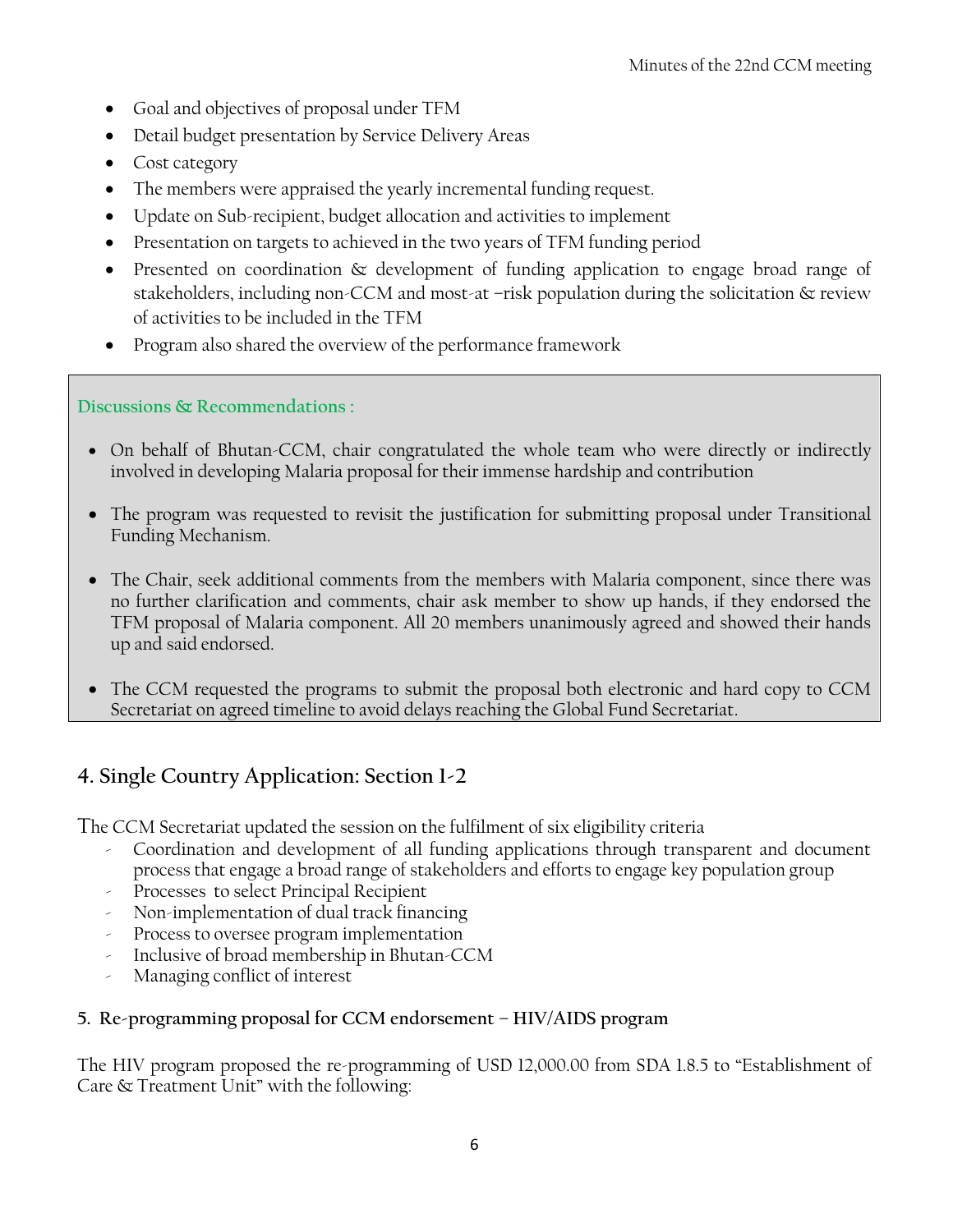- Goal and objectives of proposal under TFM
- Detail budget presentation by Service Delivery Areas
- Cost category
- The members were appraised the yearly incremental funding request.
- Update on Sub-recipient, budget allocation and activities to implement
- Presentation on targets to achieved in the two years of TFM funding period
- Presented on coordination & development of funding application to engage broad range of stakeholders, including non-CCM and most-at –risk population during the solicitation & review of activities to be included in the TFM
- Program also shared the overview of the performance framework

**Discussions & Recommendations :**

- On behalf of Bhutan-CCM, chair congratulated the whole team who were directly or indirectly involved in developing Malaria proposal for their immense hardship and contribution
- The program was requested to revisit the justification for submitting proposal under Transitional Funding Mechanism.
- The Chair, seek additional comments from the members with Malaria component, since there was no further clarification and comments, chair ask member to show up hands, if they endorsed the TFM proposal of Malaria component. All 20 members unanimously agreed and showed their hands up and said endorsed.
- The CCM requested the programs to submit the proposal both electronic and hard copy to CCM Secretariat on agreed timeline to avoid delays reaching the Global Fund Secretariat.

## 4. Single Country Application: Section 1-2

The CCM Secretariat updated the session on the fulfilment of six eligibility criteria

- Coordination and development of all funding applications through transparent and document process that engage a broad range of stakeholders and efforts to engage key population group
- Processes to select Principal Recipient
- Non-implementation of dual track financing
- Process to oversee program implementation
- Inclusive of broad membership in Bhutan-CCM
- Managing conflict of interest

### 5. Re-programming proposal for CCM endorsement – HIV/AIDS program

The HIV program proposed the re-programming of USD 12,000.00 from SDA 1.8.5 to "Establishment of Care & Treatment Unit" with the following: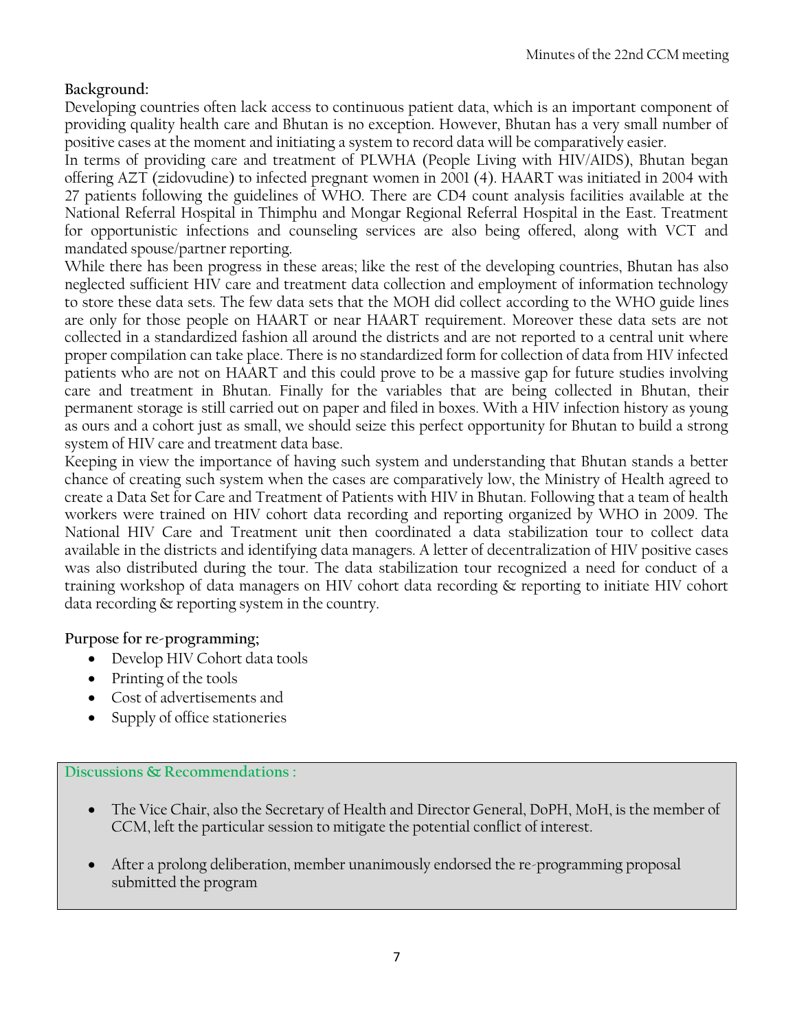**Background:**

Developing countries often lack access to continuous patient data, which is an important component of providing quality health care and Bhutan is no exception. However, Bhutan has a very small number of positive cases at the moment and initiating a system to record data will be comparatively easier.

In terms of providing care and treatment of PLWHA (People Living with HIV/AIDS), Bhutan began offering AZT (zidovudine) to infected pregnant women in 2001 (4). HAART was initiated in 2004 with 27 patients following the guidelines of WHO. There are CD4 count analysis facilities available at the National Referral Hospital in Thimphu and Mongar Regional Referral Hospital in the East. Treatment for opportunistic infections and counseling services are also being offered, along with VCT and mandated spouse/partner reporting.

While there has been progress in these areas; like the rest of the developing countries, Bhutan has also neglected sufficient HIV care and treatment data collection and employment of information technology to store these data sets. The few data sets that the MOH did collect according to the WHO guide lines are only for those people on HAART or near HAART requirement. Moreover these data sets are not collected in a standardized fashion all around the districts and are not reported to a central unit where proper compilation can take place. There is no standardized form for collection of data from HIV infected patients who are not on HAART and this could prove to be a massive gap for future studies involving care and treatment in Bhutan. Finally for the variables that are being collected in Bhutan, their permanent storage is still carried out on paper and filed in boxes. With a HIV infection history as young as ours and a cohort just as small, we should seize this perfect opportunity for Bhutan to build a strong system of HIV care and treatment data base.

Keeping in view the importance of having such system and understanding that Bhutan stands a better chance of creating such system when the cases are comparatively low, the Ministry of Health agreed to create a Data Set for Care and Treatment of Patients with HIV in Bhutan. Following that a team of health workers were trained on HIV cohort data recording and reporting organized by WHO in 2009. The National HIV Care and Treatment unit then coordinated a data stabilization tour to collect data available in the districts and identifying data managers. A letter of decentralization of HIV positive cases was also distributed during the tour. The data stabilization tour recognized a need for conduct of a training workshop of data managers on HIV cohort data recording & reporting to initiate HIV cohort data recording & reporting system in the country.

**Purpose for re-programming;**

- Develop HIV Cohort data tools
- Printing of the tools
- Cost of advertisements and
- Supply of office stationeries

**Discussions & Recommendations :**

- The Vice Chair, also the Secretary of Health and Director General, DoPH, MoH, is the member of CCM, left the particular session to mitigate the potential conflict of interest.
- After a prolong deliberation, member unanimously endorsed the re-programming proposal submitted the program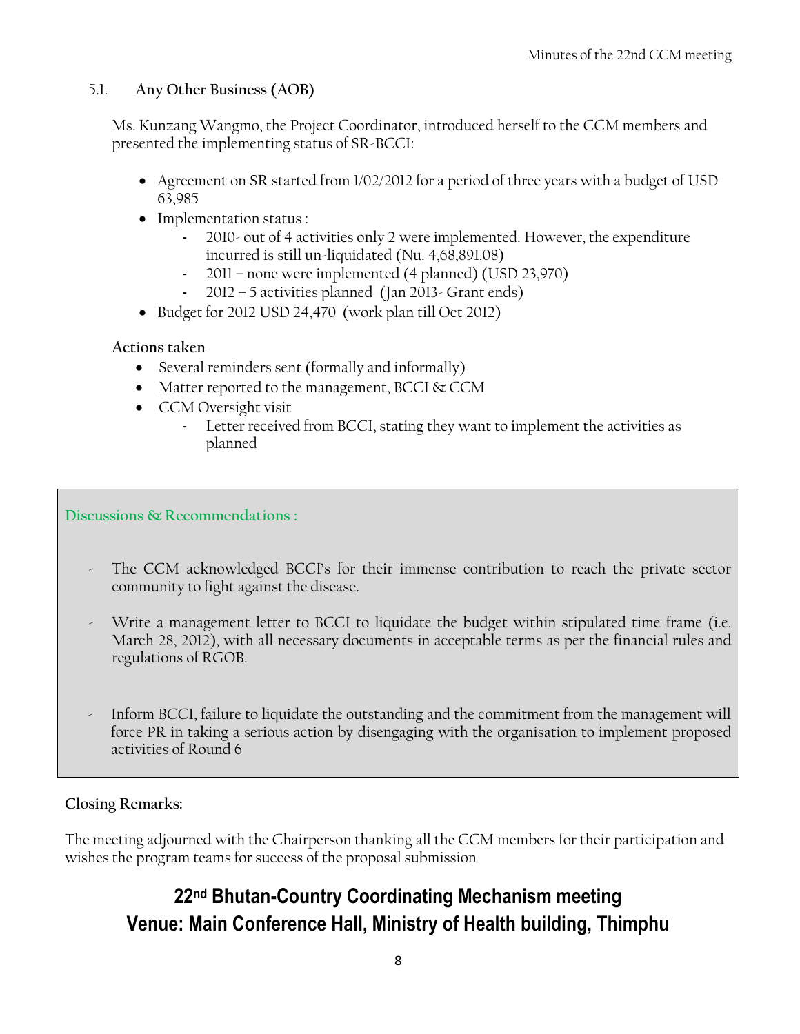### 5.1. Any Other Business (AOB)

Ms. Kunzang Wangmo, the Project Coordinator, introduced herself to the CCM members and presented the implementing status of SR-BCCI:

- Agreement on SR started from 1/02/2012 for a period of three years with a budget of USD 63,985
- Implementation status :
  - 2010- out of 4 activities only 2 were implemented. However, the expenditure incurred is still un-liquidated (Nu. 4,68,891.08)
  - 2011 – none were implemented (4 planned) (USD 23,970)
  - 2012 – 5 activities planned (Jan 2013- Grant ends)
- Budget for 2012 USD 24,470 (work plan till Oct 2012)

**Actions taken**

- Several reminders sent (formally and informally)
- Matter reported to the management, BCCI & CCM
- CCM Oversight visit
  - Letter received from BCCI, stating they want to implement the activities as planned

**Discussions & Recommendations :**

- The CCM acknowledged BCCI's for their immense contribution to reach the private sector community to fight against the disease.
- Write a management letter to BCCI to liquidate the budget within stipulated time frame (i.e. March 28, 2012), with all necessary documents in acceptable terms as per the financial rules and regulations of RGOB.
- Inform BCCI, failure to liquidate the outstanding and the commitment from the management will force PR in taking a serious action by disengaging with the organisation to implement proposed activities of Round 6

**Closing Remarks:**

The meeting adjourned with the Chairperson thanking all the CCM members for their participation and wishes the program teams for success of the proposal submission

## 22nd Bhutan-Country Coordinating Mechanism meeting
## Venue: Main Conference Hall, Ministry of Health building, Thimphu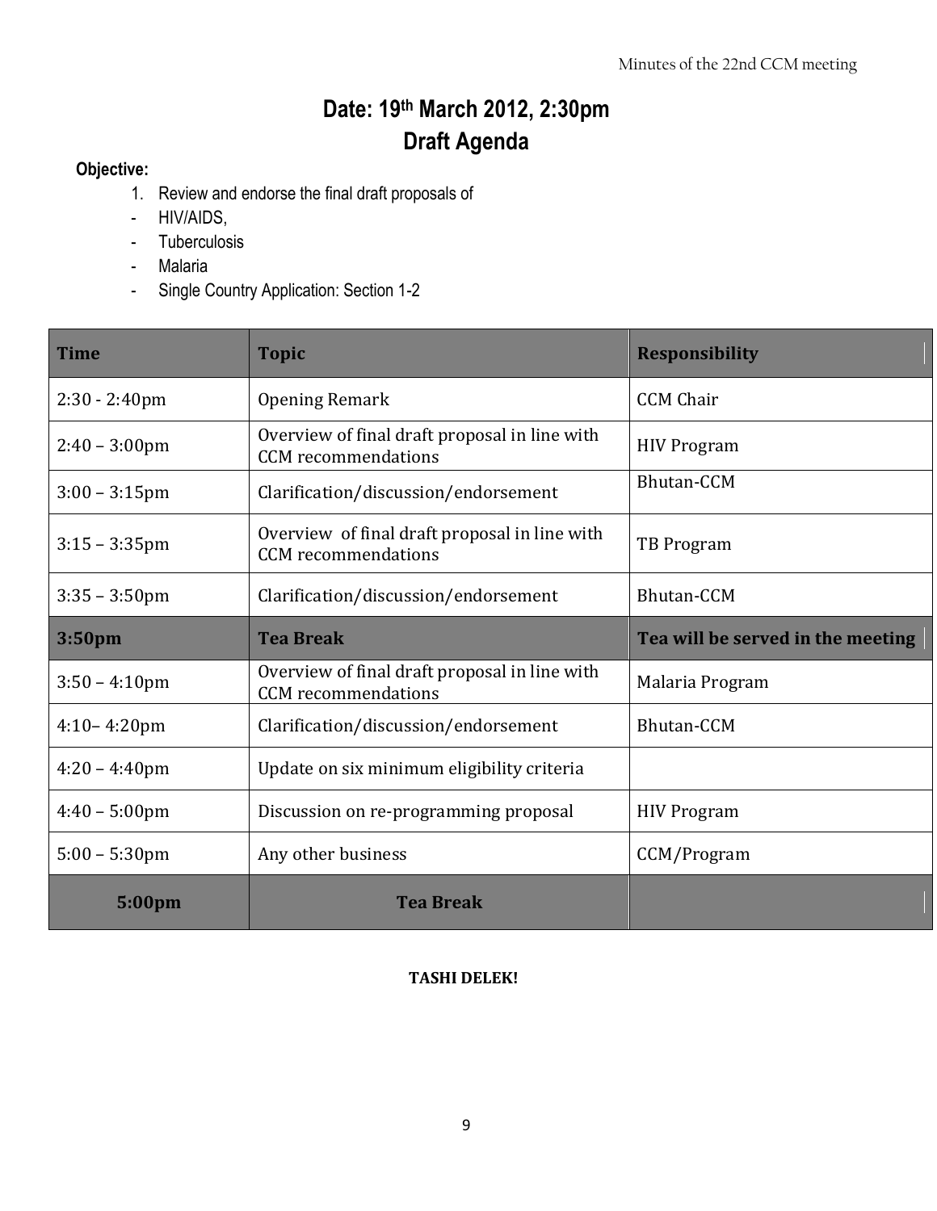# Date: 19th March 2012, 2:30pm
# Draft Agenda

**Objective:**

1. Review and endorse the final draft proposals of
- HIV/AIDS,
- Tuberculosis
- Malaria
- Single Country Application: Section 1-2

| Time | Topic | Responsibility |
|---|---|---|
| 2:30 - 2:40pm | Opening Remark | CCM Chair |
| 2:40 – 3:00pm | Overview of final draft proposal in line with CCM recommendations | HIV Program |
| 3:00 – 3:15pm | Clarification/discussion/endorsement | Bhutan-CCM |
| 3:15 – 3:35pm | Overview of final draft proposal in line with CCM recommendations | TB Program |
| 3:35 – 3:50pm | Clarification/discussion/endorsement | Bhutan-CCM |
| **3:50pm** | **Tea Break** | **Tea will be served in the meeting** |
| 3:50 – 4:10pm | Overview of final draft proposal in line with CCM recommendations | Malaria Program |
| 4:10– 4:20pm | Clarification/discussion/endorsement | Bhutan-CCM |
| 4:20 – 4:40pm | Update on six minimum eligibility criteria | |
| 4:40 – 5:00pm | Discussion on re-programming proposal | HIV Program |
| 5:00 – 5:30pm | Any other business | CCM/Program |
| **5:00pm** | **Tea Break** | |

**TASHI DELEK!**